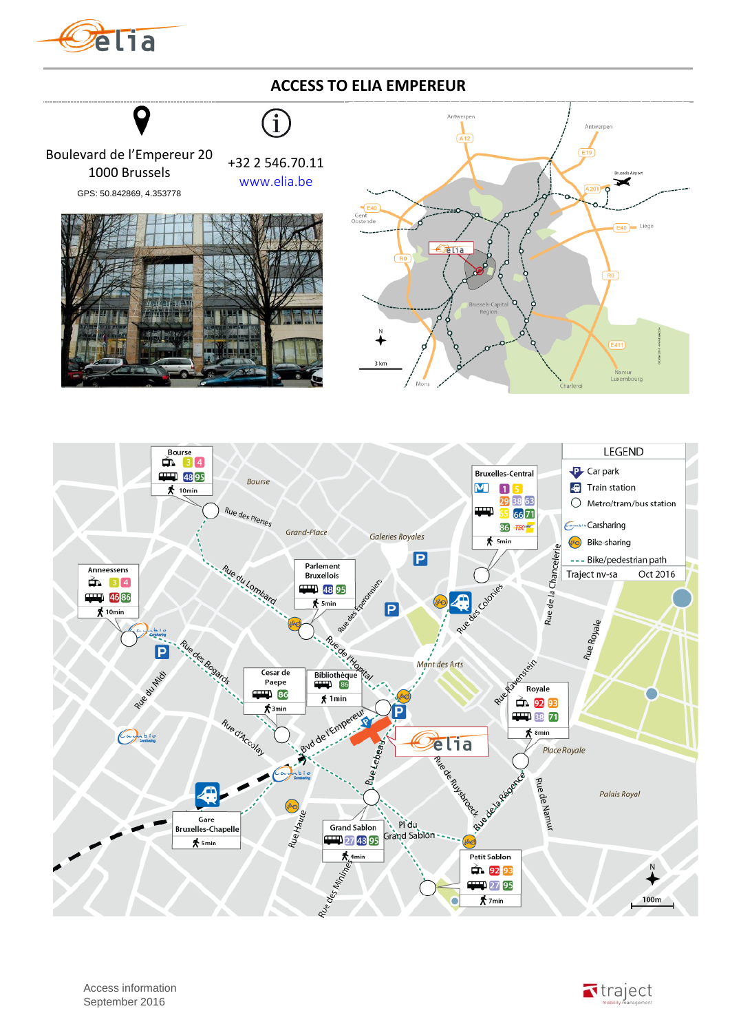# ACCESS TO ELIA EMPEREUR

Boulevard de l'Empereur 20
1000 Brussels

GPS: 50.842869, 4.353778

+32 2 546.70.11
www.elia.be

## LEGEND

- Car park
- Train station
- Metro/tram/bus station
- Carsharing
- Bike-sharing
- Bike/pedestrian path

Traject nv-sa Oct 2016

**Bourse** — Tram 3, 4 — Bus 48, 95 — 10min

**Anneessens** — Tram 3, 4 — Bus 46, 86 — 10min

**Parlement Bruxellois** — Bus 48, 95 — 5min

**Bruxelles-Central** — Metro 1, 5 — Bus 29, 38, 63, 65, 66, 71, 86, TEC — 5min

**Cesar de Paepe** — Bus 86 — 3min

**Bibliothèque** — Bus 86 — 1min

**Royale** — Tram 92, 93 — Bus 38, 71 — 8min

**Gare Bruxelles-Chapelle** — 5min

**Grand Sablon** — Bus 27, 48, 95 — 4min

**Petit Sablon** — Tram 92, 93 — Bus 27, 95 — 7min

Access information
September 2016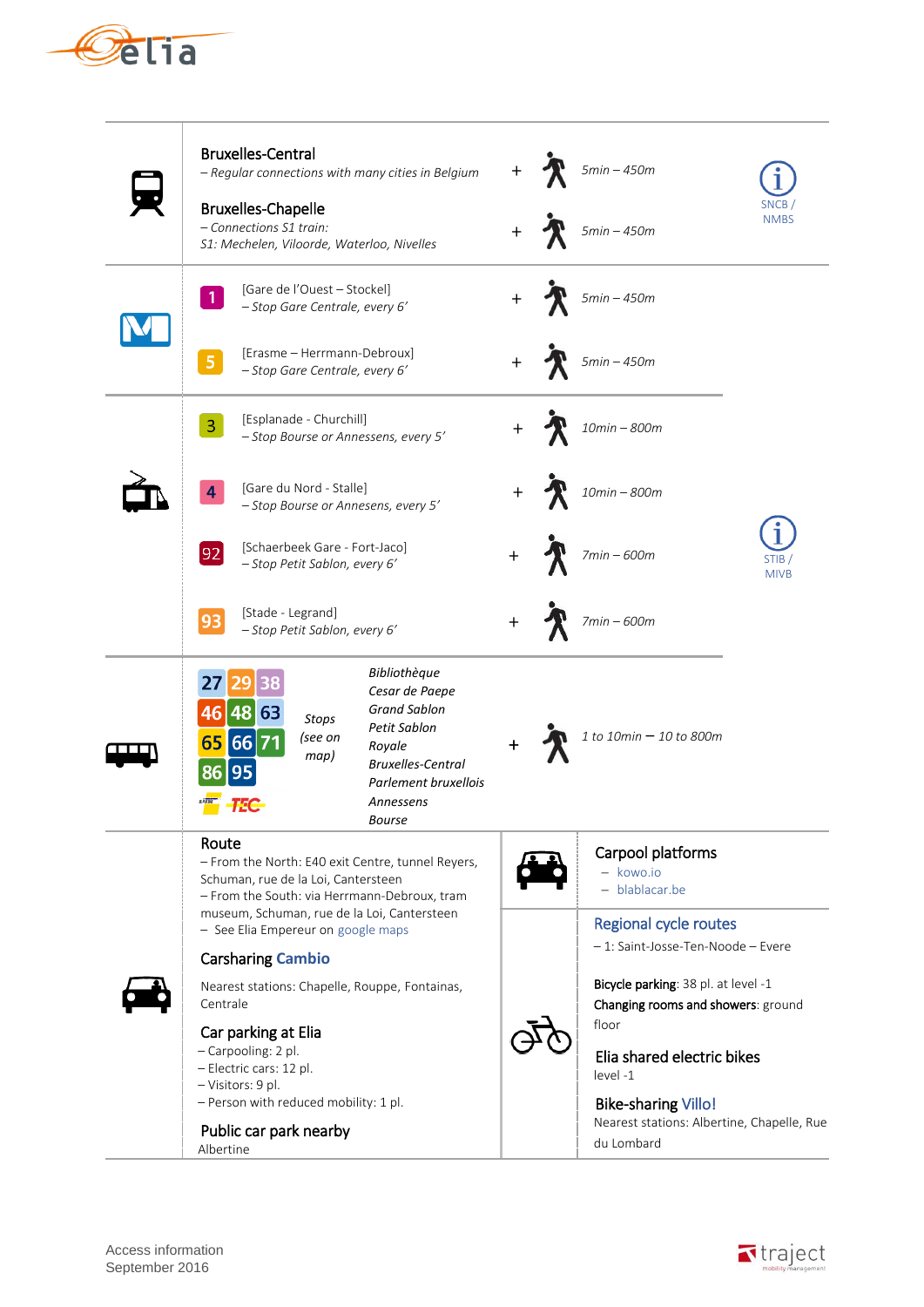| | | | | |
|---|---|---|---|---|
| Train | **Bruxelles-Central** – *Regular connections with many cities in Belgium* | + | *5min – 450m* | SNCB / NMBS |
| | **Bruxelles-Chapelle** – *Connections S1 train: S1: Mechelen, Viloorde, Waterloo, Nivelles* | + | *5min – 450m* | |
| Metro | 1 [Gare de l'Ouest – Stockel] *– Stop Gare Centrale, every 6'* | + | *5min – 450m* | |
| | 5 [Erasme – Herrmann-Debroux] *– Stop Gare Centrale, every 6'* | + | *5min – 450m* | |
| Tram | 3 [Esplanade - Churchill] *– Stop Bourse or Annessens, every 5'* | + | *10min – 800m* | STIB / MIVB |
| | 4 [Gare du Nord - Stalle] *– Stop Bourse or Annessens, every 5'* | + | *10min – 800m* | |
| | 92 [Schaerbeek Gare - Fort-Jaco] *– Stop Petit Sablon, every 6'* | + | *7min – 600m* | |
| | 93 [Stade - Legrand] *– Stop Petit Sablon, every 6'* | + | *7min – 600m* | |
| Bus | 27 29 38 46 48 63 65 66 71 86 95, De Lijn, TEC — *Stops (see on map)*: *Bibliothèque, Cesar de Paepe, Grand Sablon, Petit Sablon, Royale, Bruxelles-Central, Parlement bruxellois, Annessens, Bourse* | + | *1 to 10min – 10 to 800m* | |

**Car**

**Route**
- From the North: E40 exit Centre, tunnel Reyers, Schuman, rue de la Loi, Cantersteen
- From the South: via Herrmann-Debroux, tram museum, Schuman, rue de la Loi, Cantersteen
- See Elia Empereur on google maps

**Carsharing Cambio**

Nearest stations: Chapelle, Rouppe, Fontainas, Centrale

**Car parking at Elia**
- Carpooling: 2 pl.
- Electric cars: 12 pl.
- Visitors: 9 pl.
- Person with reduced mobility: 1 pl.

**Public car park nearby**

Albertine

**Carpool platforms**
- kowo.io
- blablacar.be

**Bicycle**

**Regional cycle routes**
- 1: Saint-Josse-Ten-Noode – Evere

**Bicycle parking**: 38 pl. at level -1

**Changing rooms and showers**: ground floor

**Elia shared electric bikes**

level -1

**Bike-sharing Villo!**

Nearest stations: Albertine, Chapelle, Rue du Lombard

Access information
September 2016